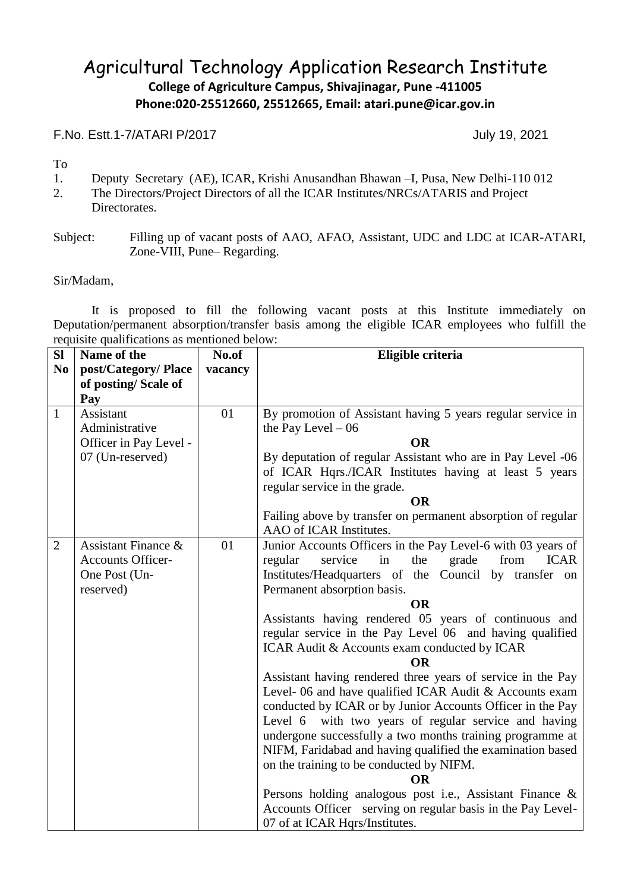# Agricultural Technology Application Research Institute

**College of Agriculture Campus, Shivajinagar, Pune -411005**
**Phone:020-25512660, 25512665, Email: atari.pune@icar.gov.in**

F.No. Estt.1-7/ATARI P/2017 July 19, 2021

To

1. Deputy Secretary (AE), ICAR, Krishi Anusandhan Bhawan –I, Pusa, New Delhi-110 012
2. The Directors/Project Directors of all the ICAR Institutes/NRCs/ATARIS and Project Directorates.

Subject: Filling up of vacant posts of AAO, AFAO, Assistant, UDC and LDC at ICAR-ATARI, Zone-VIII, Pune– Regarding.

Sir/Madam,

It is proposed to fill the following vacant posts at this Institute immediately on Deputation/permanent absorption/transfer basis among the eligible ICAR employees who fulfill the requisite qualifications as mentioned below:

| Sl No | Name of the post/Category/ Place of posting/ Scale of Pay | No.of vacancy | Eligible criteria |
|---|---|---|---|
| 1 | Assistant Administrative Officer in Pay Level - 07 (Un-reserved) | 01 | By promotion of Assistant having 5 years regular service in the Pay Level – 06<br>**OR**<br>By deputation of regular Assistant who are in Pay Level -06 of ICAR Hqrs./ICAR Institutes having at least 5 years regular service in the grade.<br>**OR**<br>Failing above by transfer on permanent absorption of regular AAO of ICAR Institutes. |
| 2 | Assistant Finance & Accounts Officer- One Post (Un-reserved) | 01 | Junior Accounts Officers in the Pay Level-6 with 03 years of regular service in the grade from ICAR Institutes/Headquarters of the Council by transfer on Permanent absorption basis.<br>**OR**<br>Assistants having rendered 05 years of continuous and regular service in the Pay Level 06 and having qualified ICAR Audit & Accounts exam conducted by ICAR<br>**OR**<br>Assistant having rendered three years of service in the Pay Level- 06 and have qualified ICAR Audit & Accounts exam conducted by ICAR or by Junior Accounts Officer in the Pay Level 6 with two years of regular service and having undergone successfully a two months training programme at NIFM, Faridabad and having qualified the examination based on the training to be conducted by NIFM.<br>**OR**<br>Persons holding analogous post i.e., Assistant Finance & Accounts Officer serving on regular basis in the Pay Level-07 of at ICAR Hqrs/Institutes. |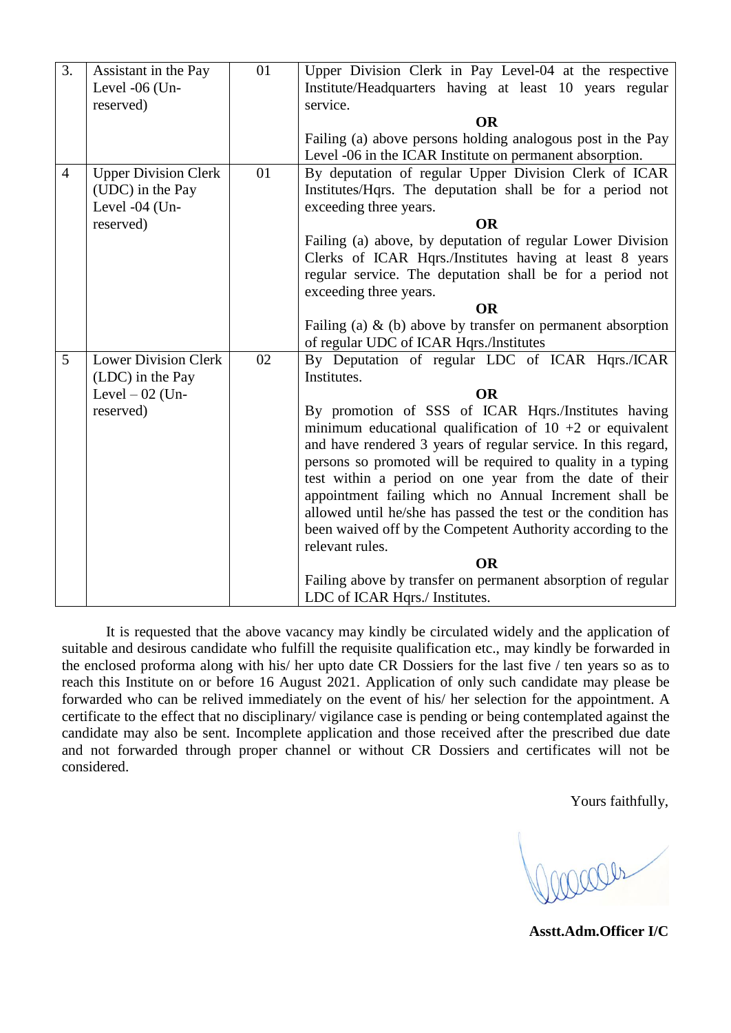| | | | |
|---|---|---|---|
| 3. | Assistant in the Pay Level -06 (Un-reserved) | 01 | Upper Division Clerk in Pay Level-04 at the respective Institute/Headquarters having at least 10 years regular service.<br>**OR**<br>Failing (a) above persons holding analogous post in the Pay Level -06 in the ICAR Institute on permanent absorption. |
| 4 | Upper Division Clerk (UDC) in the Pay Level -04 (Un-reserved) | 01 | By deputation of regular Upper Division Clerk of ICAR Institutes/Hqrs. The deputation shall be for a period not exceeding three years.<br>**OR**<br>Failing (a) above, by deputation of regular Lower Division Clerks of ICAR Hqrs./Institutes having at least 8 years regular service. The deputation shall be for a period not exceeding three years.<br>**OR**<br>Failing (a) & (b) above by transfer on permanent absorption of regular UDC of ICAR Hqrs./Institutes |
| 5 | Lower Division Clerk (LDC) in the Pay Level – 02 (Un-reserved) | 02 | By Deputation of regular LDC of ICAR Hqrs./ICAR Institutes.<br>**OR**<br>By promotion of SSS of ICAR Hqrs./Institutes having minimum educational qualification of 10 +2 or equivalent and have rendered 3 years of regular service. In this regard, persons so promoted will be required to quality in a typing test within a period on one year from the date of their appointment failing which no Annual Increment shall be allowed until he/she has passed the test or the condition has been waived off by the Competent Authority according to the relevant rules.<br>**OR**<br>Failing above by transfer on permanent absorption of regular LDC of ICAR Hqrs./ Institutes. |

It is requested that the above vacancy may kindly be circulated widely and the application of suitable and desirous candidate who fulfill the requisite qualification etc., may kindly be forwarded in the enclosed proforma along with his/ her upto date CR Dossiers for the last five / ten years so as to reach this Institute on or before 16 August 2021. Application of only such candidate may please be forwarded who can be relived immediately on the event of his/ her selection for the appointment. A certificate to the effect that no disciplinary/ vigilance case is pending or being contemplated against the candidate may also be sent. Incomplete application and those received after the prescribed due date and not forwarded through proper channel or without CR Dossiers and certificates will not be considered.

Yours faithfully,

**Asstt.Adm.Officer I/C**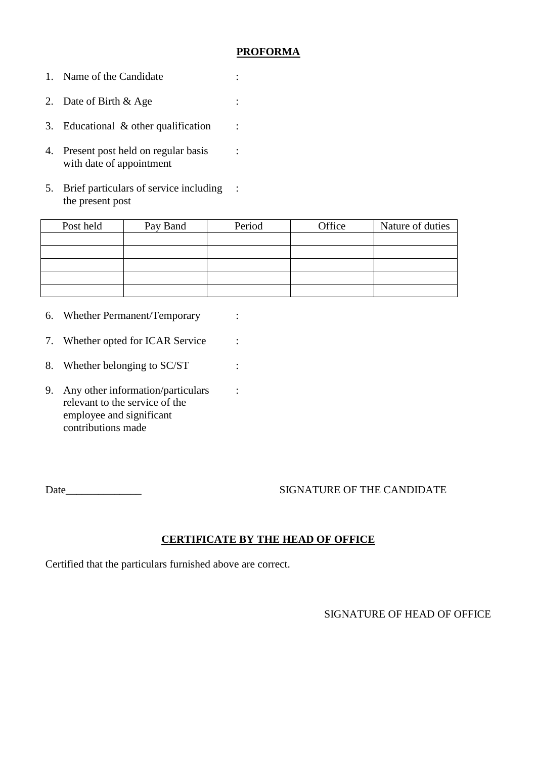**PROFORMA**

1. Name of the Candidate :
2. Date of Birth & Age :
3. Educational & other qualification :
4. Present post held on regular basis with date of appointment :
5. Brief particulars of service including the present post :

| Post held | Pay Band | Period | Office | Nature of duties |
|---|---|---|---|---|
| | | | | |
| | | | | |
| | | | | |
| | | | | |
| | | | | |

6. Whether Permanent/Temporary :
7. Whether opted for ICAR Service :
8. Whether belonging to SC/ST :
9. Any other information/particulars relevant to the service of the employee and significant contributions made :

Date______________ SIGNATURE OF THE CANDIDATE

**CERTIFICATE BY THE HEAD OF OFFICE**

Certified that the particulars furnished above are correct.

SIGNATURE OF HEAD OF OFFICE